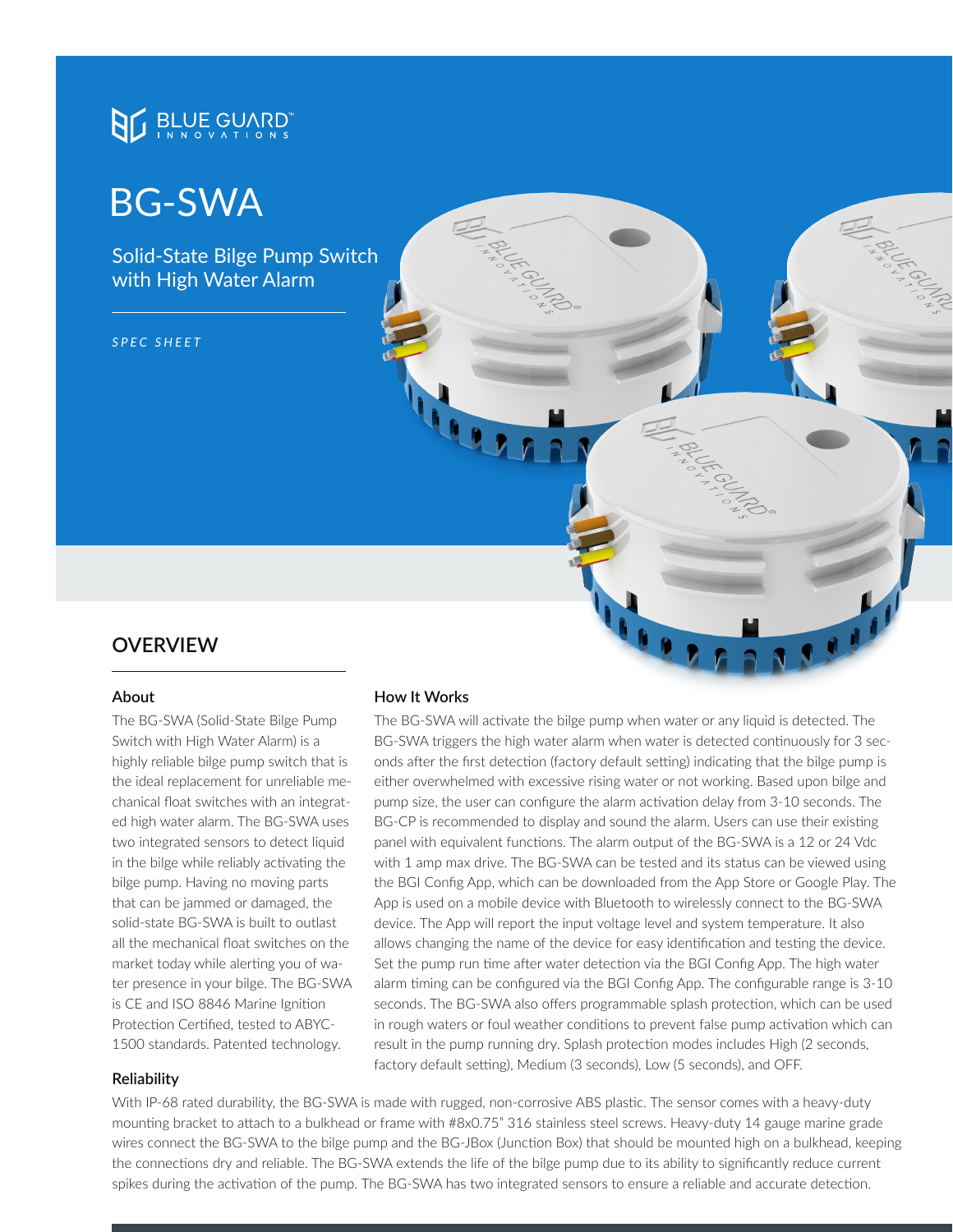BLUE GUARD™ INNOVATIONS

# BG-SWA

Solid-State Bilge Pump Switch with High Water Alarm

*SPEC SHEET*

## OVERVIEW

### About

The BG-SWA (Solid-State Bilge Pump Switch with High Water Alarm) is a highly reliable bilge pump switch that is the ideal replacement for unreliable mechanical float switches with an integrated high water alarm. The BG-SWA uses two integrated sensors to detect liquid in the bilge while reliably activating the bilge pump. Having no moving parts that can be jammed or damaged, the solid-state BG-SWA is built to outlast all the mechanical float switches on the market today while alerting you of water presence in your bilge. The BG-SWA is CE and ISO 8846 Marine Ignition Protection Certified, tested to ABYC-1500 standards. Patented technology.

### How It Works

The BG-SWA will activate the bilge pump when water or any liquid is detected. The BG-SWA triggers the high water alarm when water is detected continuously for 3 seconds after the first detection (factory default setting) indicating that the bilge pump is either overwhelmed with excessive rising water or not working. Based upon bilge and pump size, the user can configure the alarm activation delay from 3-10 seconds. The BG-CP is recommended to display and sound the alarm. Users can use their existing panel with equivalent functions. The alarm output of the BG-SWA is a 12 or 24 Vdc with 1 amp max drive. The BG-SWA can be tested and its status can be viewed using the BGI Config App, which can be downloaded from the App Store or Google Play. The App is used on a mobile device with Bluetooth to wirelessly connect to the BG-SWA device. The App will report the input voltage level and system temperature. It also allows changing the name of the device for easy identification and testing the device. Set the pump run time after water detection via the BGI Config App. The high water alarm timing can be configured via the BGI Config App. The configurable range is 3-10 seconds. The BG-SWA also offers programmable splash protection, which can be used in rough waters or foul weather conditions to prevent false pump activation which can result in the pump running dry. Splash protection modes includes High (2 seconds, factory default setting), Medium (3 seconds), Low (5 seconds), and OFF.

### Reliability

With IP-68 rated durability, the BG-SWA is made with rugged, non-corrosive ABS plastic. The sensor comes with a heavy-duty mounting bracket to attach to a bulkhead or frame with #8x0.75" 316 stainless steel screws. Heavy-duty 14 gauge marine grade wires connect the BG-SWA to the bilge pump and the BG-JBox (Junction Box) that should be mounted high on a bulkhead, keeping the connections dry and reliable. The BG-SWA extends the life of the bilge pump due to its ability to significantly reduce current spikes during the activation of the pump. The BG-SWA has two integrated sensors to ensure a reliable and accurate detection.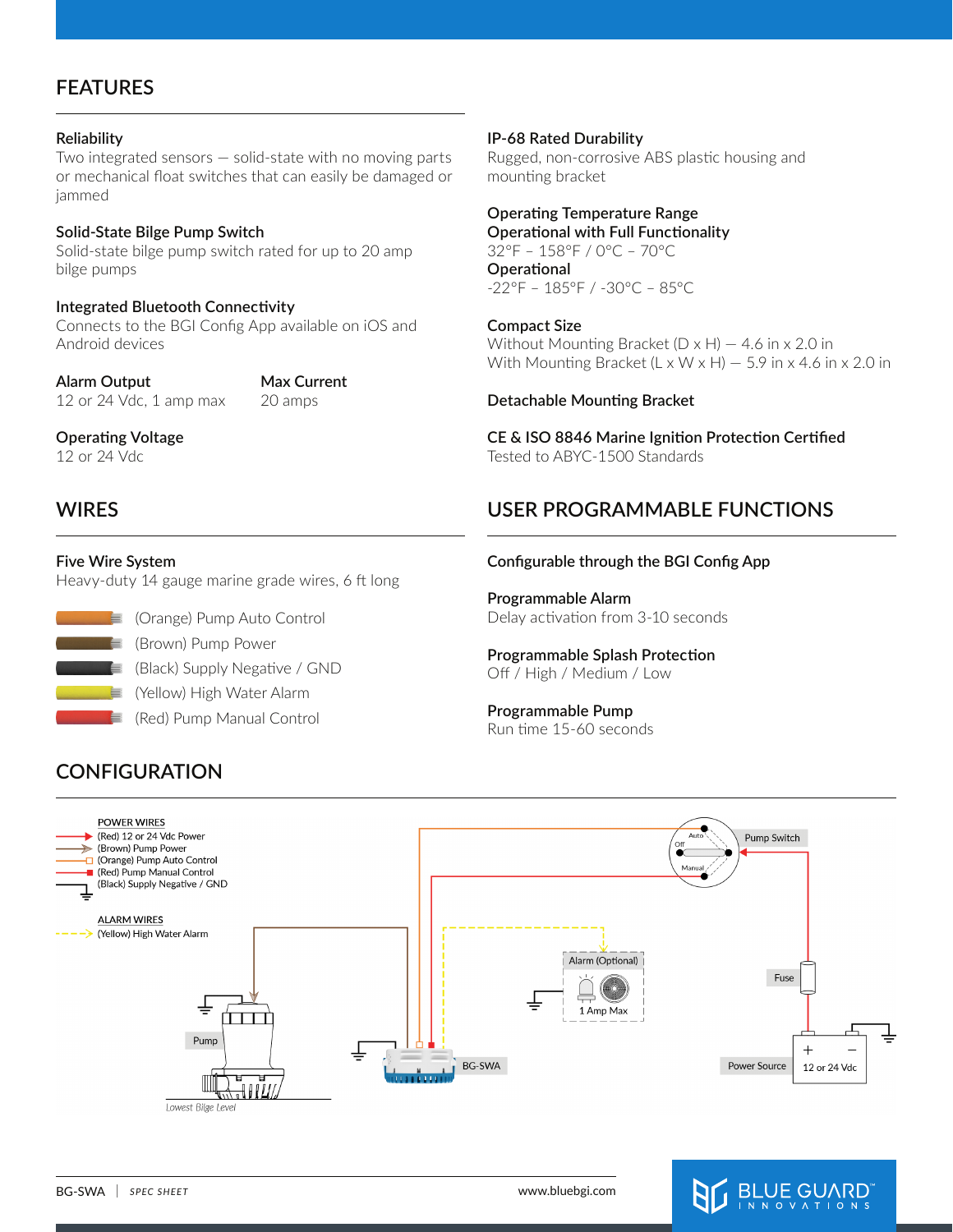## FEATURES

**Reliability**
Two integrated sensors — solid-state with no moving parts or mechanical float switches that can easily be damaged or jammed

**Solid-State Bilge Pump Switch**
Solid-state bilge pump switch rated for up to 20 amp bilge pumps

**Integrated Bluetooth Connectivity**
Connects to the BGI Config App available on iOS and Android devices

**Alarm Output**
12 or 24 Vdc, 1 amp max

**Max Current**
20 amps

**Operating Voltage**
12 or 24 Vdc

**IP-68 Rated Durability**
Rugged, non-corrosive ABS plastic housing and mounting bracket

**Operating Temperature Range**
**Operational with Full Functionality**
32°F – 158°F / 0°C – 70°C
**Operational**
-22°F – 185°F / -30°C – 85°C

**Compact Size**
Without Mounting Bracket (D x H) — 4.6 in x 2.0 in
With Mounting Bracket (L x W x H) — 5.9 in x 4.6 in x 2.0 in

**Detachable Mounting Bracket**

**CE & ISO 8846 Marine Ignition Protection Certified**
Tested to ABYC-1500 Standards

## WIRES

**Five Wire System**
Heavy-duty 14 gauge marine grade wires, 6 ft long

- (Orange) Pump Auto Control
- (Brown) Pump Power
- (Black) Supply Negative / GND
- (Yellow) High Water Alarm
- (Red) Pump Manual Control

## USER PROGRAMMABLE FUNCTIONS

**Configurable through the BGI Config App**

**Programmable Alarm**
Delay activation from 3-10 seconds

**Programmable Splash Protection**
Off / High / Medium / Low

**Programmable Pump**
Run time 15-60 seconds

## CONFIGURATION

POWER WIRES
(Red) 12 or 24 Vdc Power
(Brown) Pump Power
(Orange) Pump Auto Control
(Red) Pump Manual Control
(Black) Supply Negative / GND

ALARM WIRES
(Yellow) High Water Alarm

Auto
Off
Manual
Pump Switch
Alarm (Optional)
1 Amp Max
Fuse
Pump
BG-SWA
Power Source
12 or 24 Vdc
Lowest Bilge Level